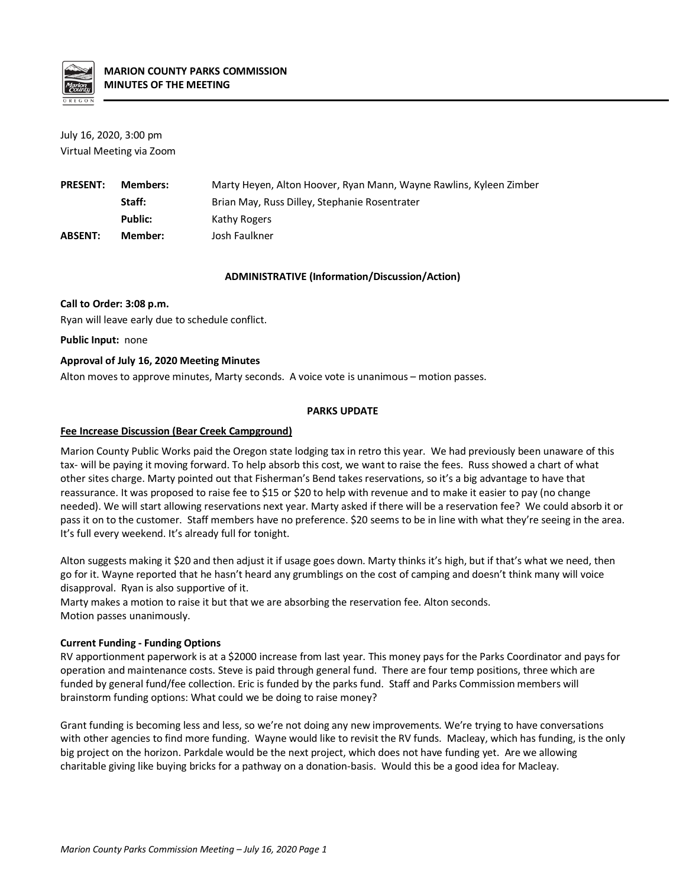# MARION COUNTY PARKS COMMISSION
## MINUTES OF THE MEETING

July 16, 2020, 3:00 pm
Virtual Meeting via Zoom

| | | |
|---|---|---|
| **PRESENT:** | **Members:** | Marty Heyen, Alton Hoover, Ryan Mann, Wayne Rawlins, Kyleen Zimber |
| | **Staff:** | Brian May, Russ Dilley, Stephanie Rosentrater |
| | **Public:** | Kathy Rogers |
| **ABSENT:** | **Member:** | Josh Faulkner |

### ADMINISTRATIVE (Information/Discussion/Action)

**Call to Order: 3:08 p.m.**
Ryan will leave early due to schedule conflict.

**Public Input:** none

**Approval of July 16, 2020 Meeting Minutes**
Alton moves to approve minutes, Marty seconds. A voice vote is unanimous – motion passes.

### PARKS UPDATE

**Fee Increase Discussion (Bear Creek Campground)**

Marion County Public Works paid the Oregon state lodging tax in retro this year. We had previously been unaware of this tax- will be paying it moving forward. To help absorb this cost, we want to raise the fees. Russ showed a chart of what other sites charge. Marty pointed out that Fisherman's Bend takes reservations, so it's a big advantage to have that reassurance. It was proposed to raise fee to $15 or $20 to help with revenue and to make it easier to pay (no change needed). We will start allowing reservations next year. Marty asked if there will be a reservation fee? We could absorb it or pass it on to the customer. Staff members have no preference. $20 seems to be in line with what they're seeing in the area. It's full every weekend. It's already full for tonight.

Alton suggests making it $20 and then adjust it if usage goes down. Marty thinks it's high, but if that's what we need, then go for it. Wayne reported that he hasn't heard any grumblings on the cost of camping and doesn't think many will voice disapproval. Ryan is also supportive of it.
Marty makes a motion to raise it but that we are absorbing the reservation fee. Alton seconds.
Motion passes unanimously.

**Current Funding - Funding Options**
RV apportionment paperwork is at a $2000 increase from last year. This money pays for the Parks Coordinator and pays for operation and maintenance costs. Steve is paid through general fund. There are four temp positions, three which are funded by general fund/fee collection. Eric is funded by the parks fund. Staff and Parks Commission members will brainstorm funding options: What could we be doing to raise money?

Grant funding is becoming less and less, so we're not doing any new improvements. We're trying to have conversations with other agencies to find more funding. Wayne would like to revisit the RV funds. Macleay, which has funding, is the only big project on the horizon. Parkdale would be the next project, which does not have funding yet. Are we allowing charitable giving like buying bricks for a pathway on a donation-basis. Would this be a good idea for Macleay.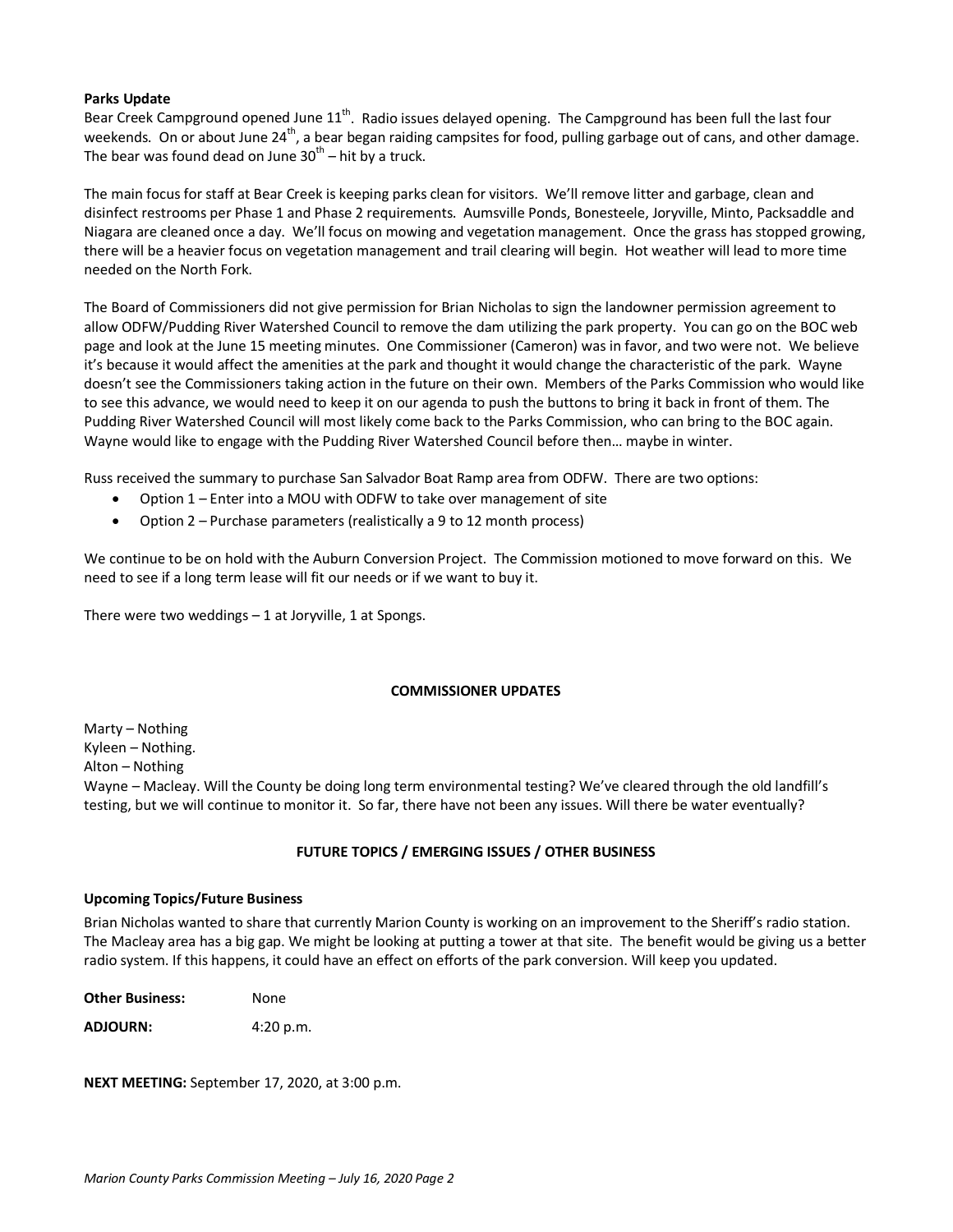**Parks Update**

Bear Creek Campground opened June 11th. Radio issues delayed opening. The Campground has been full the last four weekends. On or about June 24th, a bear began raiding campsites for food, pulling garbage out of cans, and other damage. The bear was found dead on June 30th – hit by a truck.

The main focus for staff at Bear Creek is keeping parks clean for visitors. We'll remove litter and garbage, clean and disinfect restrooms per Phase 1 and Phase 2 requirements. Aumsville Ponds, Bonesteele, Joryville, Minto, Packsaddle and Niagara are cleaned once a day. We'll focus on mowing and vegetation management. Once the grass has stopped growing, there will be a heavier focus on vegetation management and trail clearing will begin. Hot weather will lead to more time needed on the North Fork.

The Board of Commissioners did not give permission for Brian Nicholas to sign the landowner permission agreement to allow ODFW/Pudding River Watershed Council to remove the dam utilizing the park property. You can go on the BOC web page and look at the June 15 meeting minutes. One Commissioner (Cameron) was in favor, and two were not. We believe it's because it would affect the amenities at the park and thought it would change the characteristic of the park. Wayne doesn't see the Commissioners taking action in the future on their own. Members of the Parks Commission who would like to see this advance, we would need to keep it on our agenda to push the buttons to bring it back in front of them. The Pudding River Watershed Council will most likely come back to the Parks Commission, who can bring to the BOC again. Wayne would like to engage with the Pudding River Watershed Council before then… maybe in winter.

Russ received the summary to purchase San Salvador Boat Ramp area from ODFW. There are two options:

- Option 1 – Enter into a MOU with ODFW to take over management of site
- Option 2 – Purchase parameters (realistically a 9 to 12 month process)

We continue to be on hold with the Auburn Conversion Project. The Commission motioned to move forward on this. We need to see if a long term lease will fit our needs or if we want to buy it.

There were two weddings – 1 at Joryville, 1 at Spongs.

## COMMISSIONER UPDATES

Marty – Nothing
Kyleen – Nothing.
Alton – Nothing
Wayne – Macleay. Will the County be doing long term environmental testing? We've cleared through the old landfill's testing, but we will continue to monitor it. So far, there have not been any issues. Will there be water eventually?

## FUTURE TOPICS / EMERGING ISSUES / OTHER BUSINESS

**Upcoming Topics/Future Business**

Brian Nicholas wanted to share that currently Marion County is working on an improvement to the Sheriff's radio station. The Macleay area has a big gap. We might be looking at putting a tower at that site. The benefit would be giving us a better radio system. If this happens, it could have an effect on efforts of the park conversion. Will keep you updated.

**Other Business:** None

**ADJOURN:** 4:20 p.m.

**NEXT MEETING:** September 17, 2020, at 3:00 p.m.